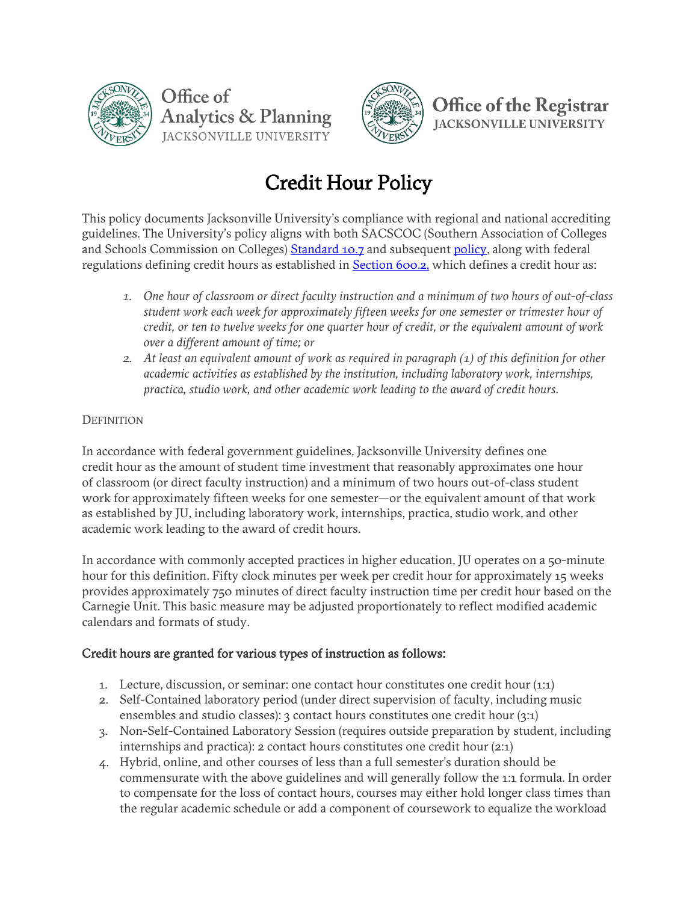Office of Analytics & Planning
JACKSONVILLE UNIVERSITY

Office of the Registrar
JACKSONVILLE UNIVERSITY

# Credit Hour Policy

This policy documents Jacksonville University's compliance with regional and national accrediting guidelines. The University's policy aligns with both SACSCOC (Southern Association of Colleges and Schools Commission on Colleges) [Standard 10.7]() and subsequent [policy](), along with federal regulations defining credit hours as established in [Section 600.2,]() which defines a credit hour as:

1. *One hour of classroom or direct faculty instruction and a minimum of two hours of out-of-class student work each week for approximately fifteen weeks for one semester or trimester hour of credit, or ten to twelve weeks for one quarter hour of credit, or the equivalent amount of work over a different amount of time; or*
2. *At least an equivalent amount of work as required in paragraph (1) of this definition for other academic activities as established by the institution, including laboratory work, internships, practica, studio work, and other academic work leading to the award of credit hours.*

DEFINITION

In accordance with federal government guidelines, Jacksonville University defines one credit hour as the amount of student time investment that reasonably approximates one hour of classroom (or direct faculty instruction) and a minimum of two hours out-of-class student work for approximately fifteen weeks for one semester—or the equivalent amount of that work as established by JU, including laboratory work, internships, practica, studio work, and other academic work leading to the award of credit hours.

In accordance with commonly accepted practices in higher education, JU operates on a 50-minute hour for this definition. Fifty clock minutes per week per credit hour for approximately 15 weeks provides approximately 750 minutes of direct faculty instruction time per credit hour based on the Carnegie Unit. This basic measure may be adjusted proportionately to reflect modified academic calendars and formats of study.

### Credit hours are granted for various types of instruction as follows:

1. Lecture, discussion, or seminar: one contact hour constitutes one credit hour (1:1)
2. Self-Contained laboratory period (under direct supervision of faculty, including music ensembles and studio classes): 3 contact hours constitutes one credit hour (3:1)
3. Non-Self-Contained Laboratory Session (requires outside preparation by student, including internships and practica): 2 contact hours constitutes one credit hour (2:1)
4. Hybrid, online, and other courses of less than a full semester's duration should be commensurate with the above guidelines and will generally follow the 1:1 formula. In order to compensate for the loss of contact hours, courses may either hold longer class times than the regular academic schedule or add a component of coursework to equalize the workload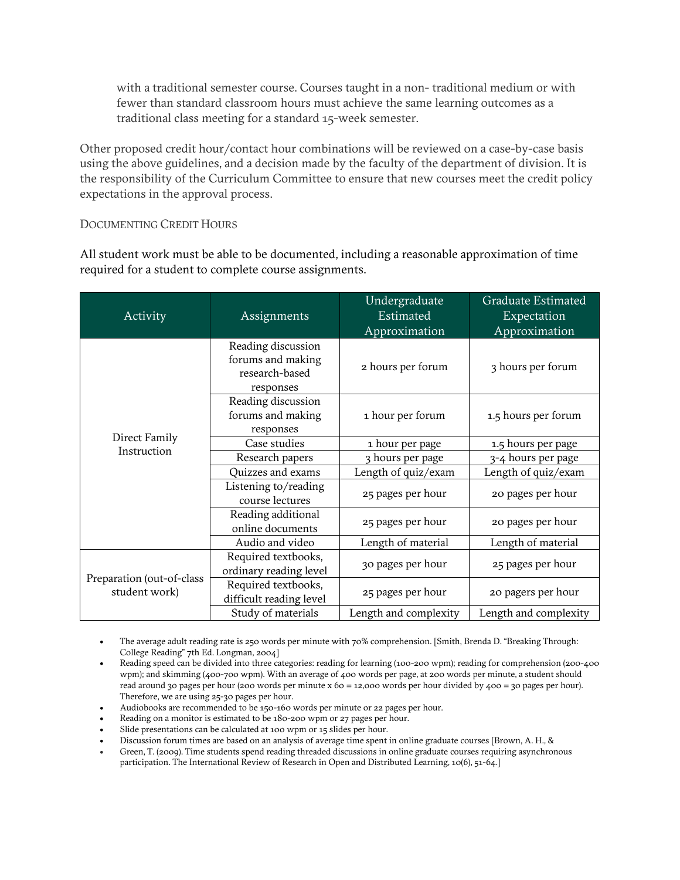with a traditional semester course. Courses taught in a non- traditional medium or with fewer than standard classroom hours must achieve the same learning outcomes as a traditional class meeting for a standard 15-week semester.

Other proposed credit hour/contact hour combinations will be reviewed on a case-by-case basis using the above guidelines, and a decision made by the faculty of the department of division. It is the responsibility of the Curriculum Committee to ensure that new courses meet the credit policy expectations in the approval process.

### Documenting Credit Hours

All student work must be able to be documented, including a reasonable approximation of time required for a student to complete course assignments.

| Activity | Assignments | Undergraduate Estimated Approximation | Graduate Estimated Expectation Approximation |
|---|---|---|---|
| Direct Family Instruction | Reading discussion forums and making research-based responses | 2 hours per forum | 3 hours per forum |
| | Reading discussion forums and making responses | 1 hour per forum | 1.5 hours per forum |
| | Case studies | 1 hour per page | 1.5 hours per page |
| | Research papers | 3 hours per page | 3-4 hours per page |
| | Quizzes and exams | Length of quiz/exam | Length of quiz/exam |
| | Listening to/reading course lectures | 25 pages per hour | 20 pages per hour |
| | Reading additional online documents | 25 pages per hour | 20 pages per hour |
| | Audio and video | Length of material | Length of material |
| Preparation (out-of-class student work) | Required textbooks, ordinary reading level | 30 pages per hour | 25 pages per hour |
| | Required textbooks, difficult reading level | 25 pages per hour | 20 pagers per hour |
| | Study of materials | Length and complexity | Length and complexity |

- The average adult reading rate is 250 words per minute with 70% comprehension. [Smith, Brenda D. "Breaking Through: College Reading" 7th Ed. Longman, 2004]
- Reading speed can be divided into three categories: reading for learning (100-200 wpm); reading for comprehension (200-400 wpm); and skimming (400-700 wpm). With an average of 400 words per page, at 200 words per minute, a student should read around 30 pages per hour (200 words per minute x 60 = 12,000 words per hour divided by 400 = 30 pages per hour). Therefore, we are using 25-30 pages per hour.
- Audiobooks are recommended to be 150-160 words per minute or 22 pages per hour.
- Reading on a monitor is estimated to be 180-200 wpm or 27 pages per hour.
- Slide presentations can be calculated at 100 wpm or 15 slides per hour.
- Discussion forum times are based on an analysis of average time spent in online graduate courses [Brown, A. H., &
- Green, T. (2009). Time students spend reading threaded discussions in online graduate courses requiring asynchronous participation. The International Review of Research in Open and Distributed Learning, 10(6), 51-64.]